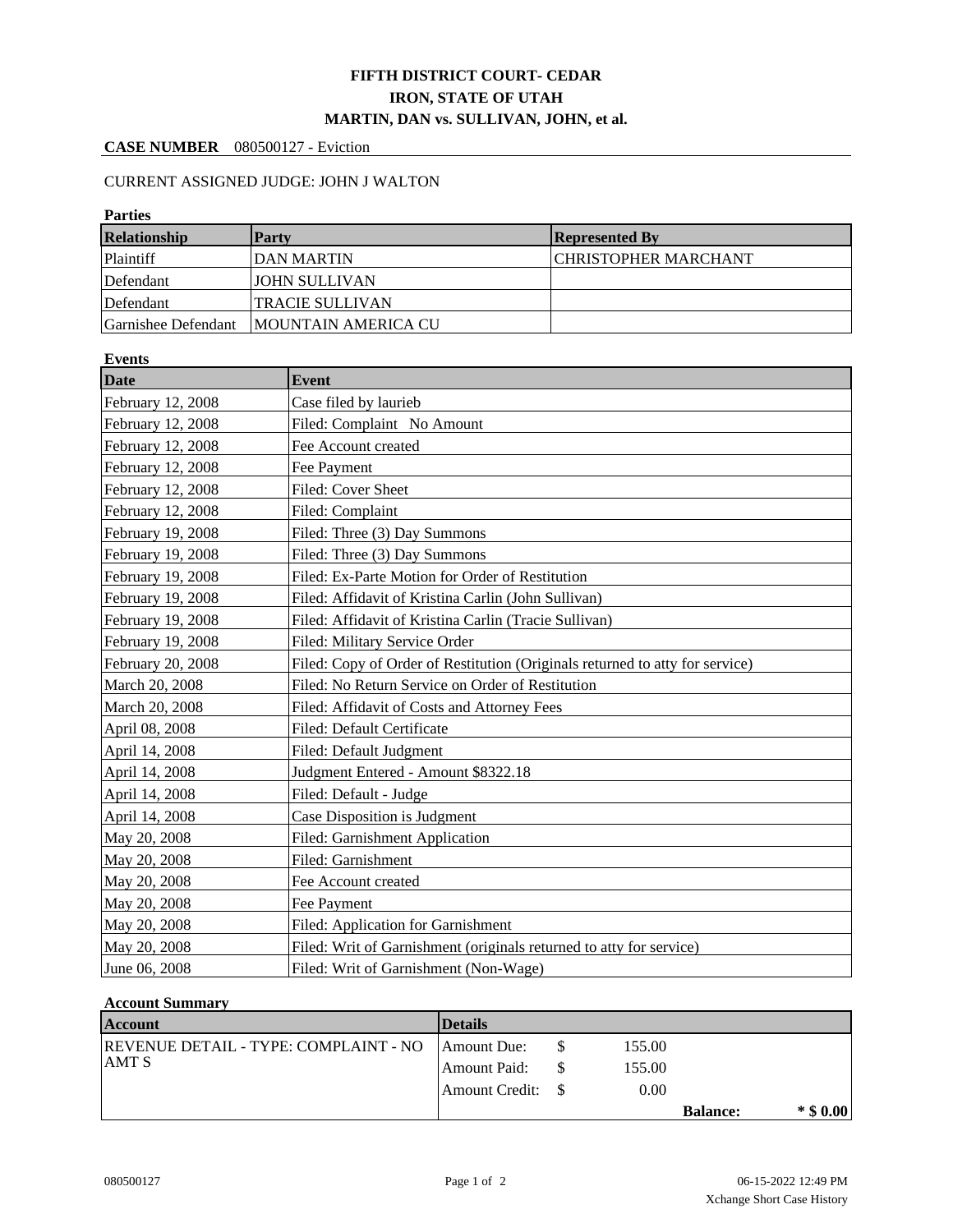# FIFTH DISTRICT COURT- CEDAR
# IRON, STATE OF UTAH
# MARTIN, DAN vs. SULLIVAN, JOHN, et al.

**CASE NUMBER** 080500127 - Eviction

CURRENT ASSIGNED JUDGE: JOHN J WALTON

**Parties**

| Relationship | Party | Represented By |
| --- | --- | --- |
| Plaintiff | DAN MARTIN | CHRISTOPHER MARCHANT |
| Defendant | JOHN SULLIVAN | |
| Defendant | TRACIE SULLIVAN | |
| Garnishee Defendant | MOUNTAIN AMERICA CU | |

**Events**

| Date | Event |
| --- | --- |
| February 12, 2008 | Case filed by laurieb |
| February 12, 2008 | Filed: Complaint No Amount |
| February 12, 2008 | Fee Account created |
| February 12, 2008 | Fee Payment |
| February 12, 2008 | Filed: Cover Sheet |
| February 12, 2008 | Filed: Complaint |
| February 19, 2008 | Filed: Three (3) Day Summons |
| February 19, 2008 | Filed: Three (3) Day Summons |
| February 19, 2008 | Filed: Ex-Parte Motion for Order of Restitution |
| February 19, 2008 | Filed: Affidavit of Kristina Carlin (John Sullivan) |
| February 19, 2008 | Filed: Affidavit of Kristina Carlin (Tracie Sullivan) |
| February 19, 2008 | Filed: Military Service Order |
| February 20, 2008 | Filed: Copy of Order of Restitution (Originals returned to atty for service) |
| March 20, 2008 | Filed: No Return Service on Order of Restitution |
| March 20, 2008 | Filed: Affidavit of Costs and Attorney Fees |
| April 08, 2008 | Filed: Default Certificate |
| April 14, 2008 | Filed: Default Judgment |
| April 14, 2008 | Judgment Entered - Amount $8322.18 |
| April 14, 2008 | Filed: Default - Judge |
| April 14, 2008 | Case Disposition is Judgment |
| May 20, 2008 | Filed: Garnishment Application |
| May 20, 2008 | Filed: Garnishment |
| May 20, 2008 | Fee Account created |
| May 20, 2008 | Fee Payment |
| May 20, 2008 | Filed: Application for Garnishment |
| May 20, 2008 | Filed: Writ of Garnishment (originals returned to atty for service) |
| June 06, 2008 | Filed: Writ of Garnishment (Non-Wage) |

**Account Summary**

| Account | Details | | | | |
| --- | --- | --- | --- | --- | --- |
| REVENUE DETAIL - TYPE: COMPLAINT - NO AMT S | Amount Due: | $ | 155.00 | | |
| | Amount Paid: | $ | 155.00 | | |
| | Amount Credit: | $ | 0.00 | | |
| | | | | **Balance:** | *** $ 0.00** |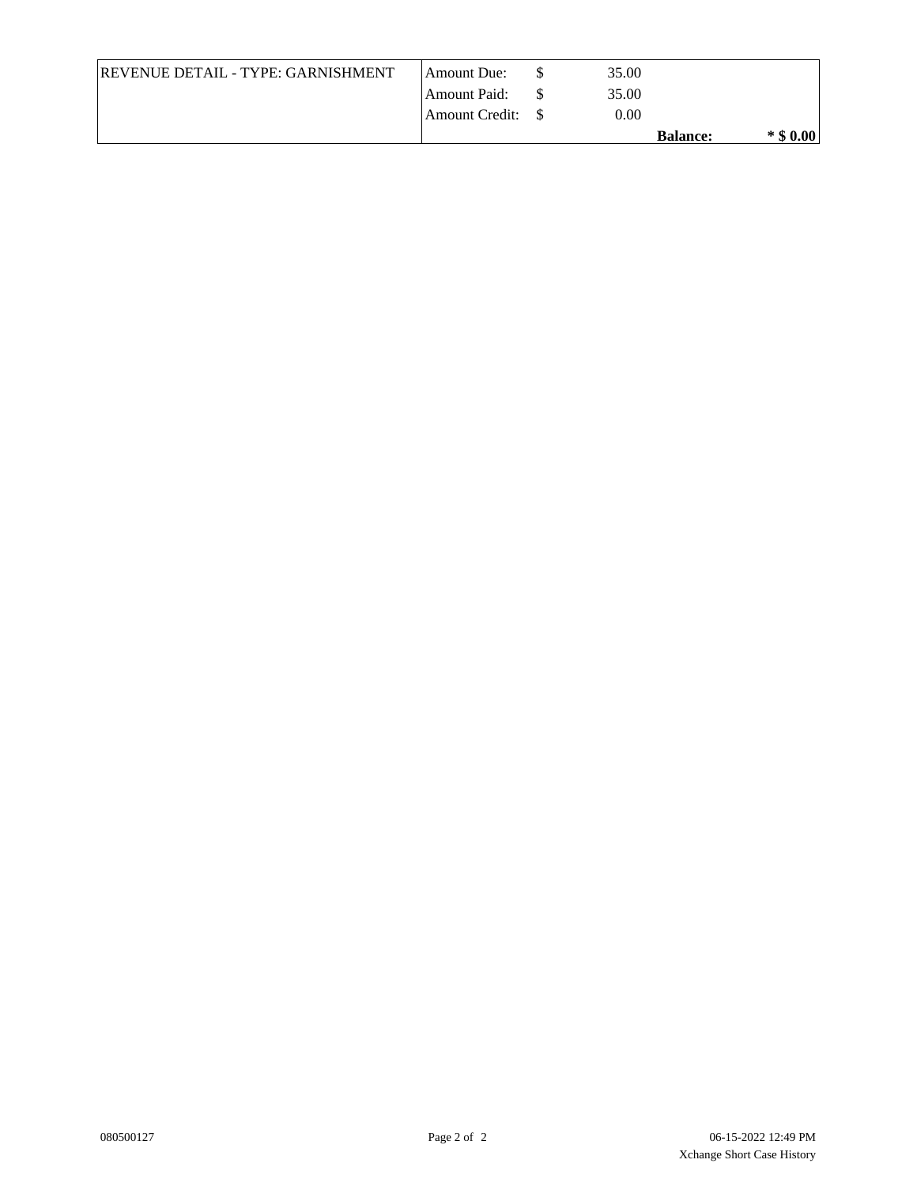| | | | | | |
|---|---|---|---|---|---|
| REVENUE DETAIL - TYPE: GARNISHMENT | Amount Due: | $ | 35.00 | | |
| | Amount Paid: | $ | 35.00 | | |
| | Amount Credit: | $ | 0.00 | | |
| | | | | **Balance:** | *** $ 0.00** |

080500127

06-15-2022 12:49 PM
Xchange Short Case History